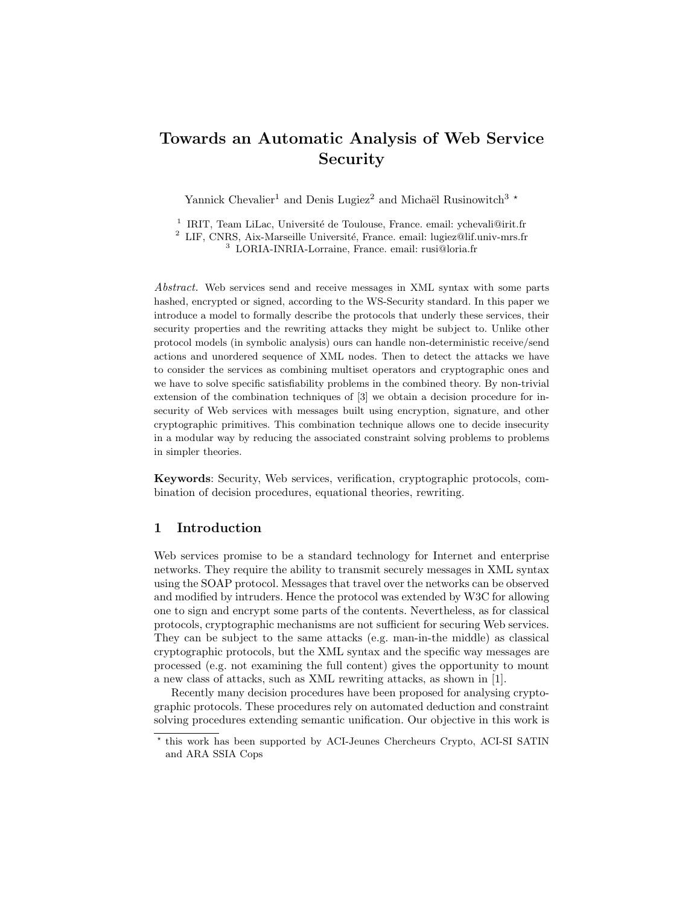# Towards an Automatic Analysis of Web Service Security

Yannick Chevalier[1] and Denis Lugiez[2] and Michaël Rusinowitch[3] *

[1] IRIT, Team LiLac, Université de Toulouse, France. email: ychevali@irit.fr
[2] LIF, CNRS, Aix-Marseille Université, France. email: lugiez@lif.univ-mrs.fr
[3] LORIA-INRIA-Lorraine, France. email: rusi@loria.fr

*Abstract.* Web services send and receive messages in XML syntax with some parts hashed, encrypted or signed, according to the WS-Security standard. In this paper we introduce a model to formally describe the protocols that underly these services, their security properties and the rewriting attacks they might be subject to. Unlike other protocol models (in symbolic analysis) ours can handle non-deterministic receive/send actions and unordered sequence of XML nodes. Then to detect the attacks we have to consider the services as combining multiset operators and cryptographic ones and we have to solve specific satisfiability problems in the combined theory. By non-trivial extension of the combination techniques of [3] we obtain a decision procedure for insecurity of Web services with messages built using encryption, signature, and other cryptographic primitives. This combination technique allows one to decide insecurity in a modular way by reducing the associated constraint solving problems to problems in simpler theories.

**Keywords**: Security, Web services, verification, cryptographic protocols, combination of decision procedures, equational theories, rewriting.

## 1 Introduction

Web services promise to be a standard technology for Internet and enterprise networks. They require the ability to transmit securely messages in XML syntax using the SOAP protocol. Messages that travel over the networks can be observed and modified by intruders. Hence the protocol was extended by W3C for allowing one to sign and encrypt some parts of the contents. Nevertheless, as for classical protocols, cryptographic mechanisms are not sufficient for securing Web services. They can be subject to the same attacks (e.g. man-in-the middle) as classical cryptographic protocols, but the XML syntax and the specific way messages are processed (e.g. not examining the full content) gives the opportunity to mount a new class of attacks, such as XML rewriting attacks, as shown in [1].

Recently many decision procedures have been proposed for analysing cryptographic protocols. These procedures rely on automated deduction and constraint solving procedures extending semantic unification. Our objective in this work is

* this work has been supported by ACI-Jeunes Chercheurs Crypto, ACI-SI SATIN and ARA SSIA Cops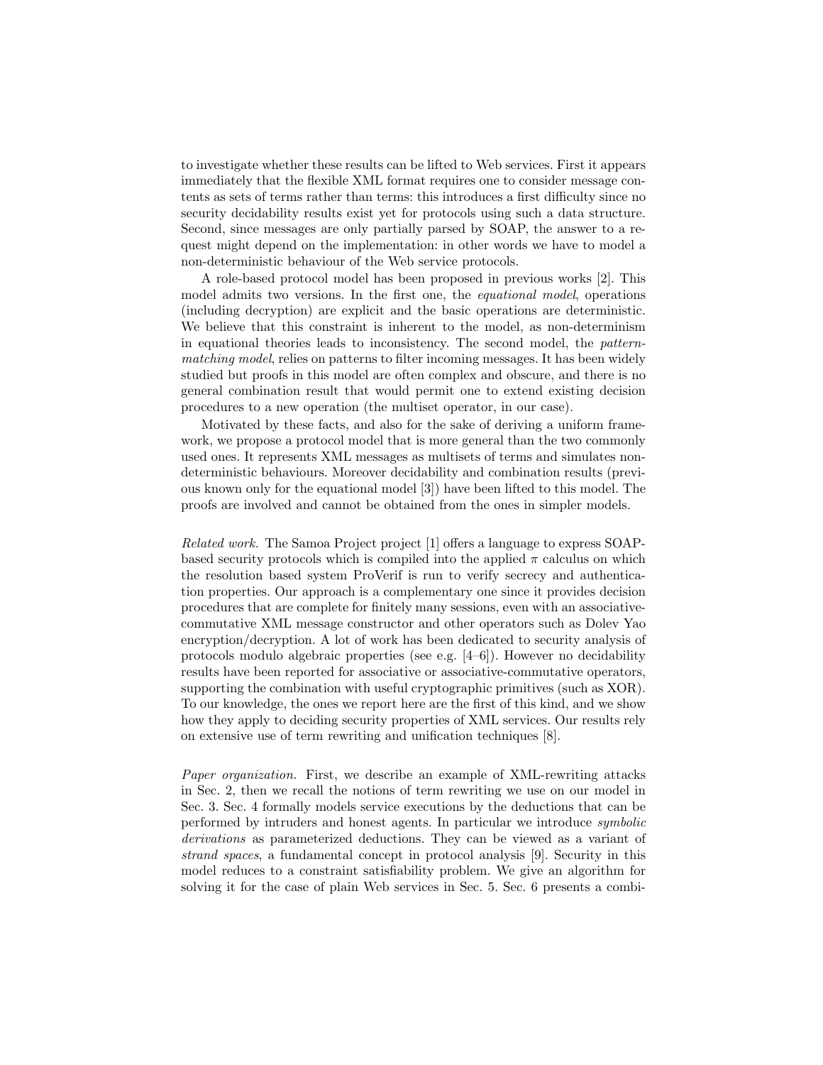to investigate whether these results can be lifted to Web services. First it appears immediately that the flexible XML format requires one to consider message contents as sets of terms rather than terms: this introduces a first difficulty since no security decidability results exist yet for protocols using such a data structure. Second, since messages are only partially parsed by SOAP, the answer to a request might depend on the implementation: in other words we have to model a non-deterministic behaviour of the Web service protocols.

A role-based protocol model has been proposed in previous works [2]. This model admits two versions. In the first one, the *equational model*, operations (including decryption) are explicit and the basic operations are deterministic. We believe that this constraint is inherent to the model, as non-determinism in equational theories leads to inconsistency. The second model, the *pattern-matching model*, relies on patterns to filter incoming messages. It has been widely studied but proofs in this model are often complex and obscure, and there is no general combination result that would permit one to extend existing decision procedures to a new operation (the multiset operator, in our case).

Motivated by these facts, and also for the sake of deriving a uniform framework, we propose a protocol model that is more general than the two commonly used ones. It represents XML messages as multisets of terms and simulates non-deterministic behaviours. Moreover decidability and combination results (previous known only for the equational model [3]) have been lifted to this model. The proofs are involved and cannot be obtained from the ones in simpler models.

*Related work.* The Samoa Project project [1] offers a language to express SOAP-based security protocols which is compiled into the applied $\pi$ calculus on which the resolution based system ProVerif is run to verify secrecy and authentication properties. Our approach is a complementary one since it provides decision procedures that are complete for finitely many sessions, even with an associative-commutative XML message constructor and other operators such as Dolev Yao encryption/decryption. A lot of work has been dedicated to security analysis of protocols modulo algebraic properties (see e.g. [4–6]). However no decidability results have been reported for associative or associative-commutative operators, supporting the combination with useful cryptographic primitives (such as XOR). To our knowledge, the ones we report here are the first of this kind, and we show how they apply to deciding security properties of XML services. Our results rely on extensive use of term rewriting and unification techniques [8].

*Paper organization.* First, we describe an example of XML-rewriting attacks in Sec. 2, then we recall the notions of term rewriting we use on our model in Sec. 3. Sec. 4 formally models service executions by the deductions that can be performed by intruders and honest agents. In particular we introduce *symbolic derivations* as parameterized deductions. They can be viewed as a variant of *strand spaces*, a fundamental concept in protocol analysis [9]. Security in this model reduces to a constraint satisfiability problem. We give an algorithm for solving it for the case of plain Web services in Sec. 5. Sec. 6 presents a combi-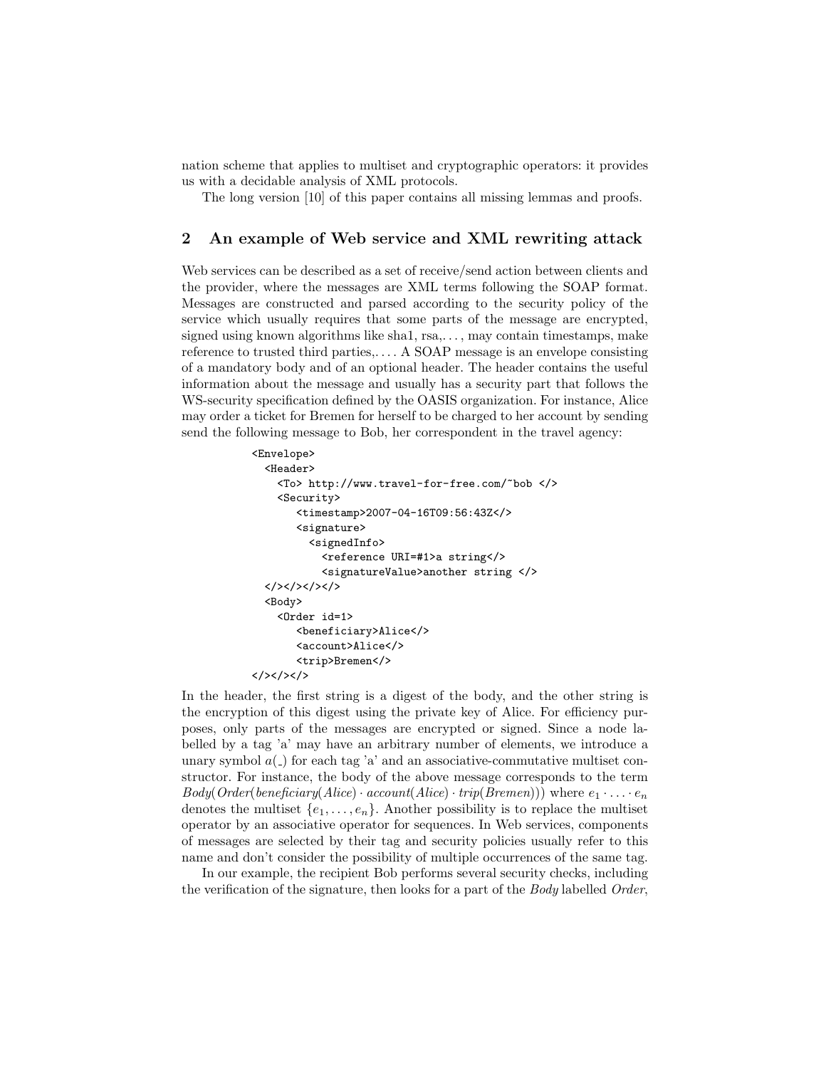nation scheme that applies to multiset and cryptographic operators: it provides us with a decidable analysis of XML protocols.

The long version [10] of this paper contains all missing lemmas and proofs.

## 2 An example of Web service and XML rewriting attack

Web services can be described as a set of receive/send action between clients and the provider, where the messages are XML terms following the SOAP format. Messages are constructed and parsed according to the security policy of the service which usually requires that some parts of the message are encrypted, signed using known algorithms like sha1, rsa,. . . , may contain timestamps, make reference to trusted third parties,. . . . A SOAP message is an envelope consisting of a mandatory body and of an optional header. The header contains the useful information about the message and usually has a security part that follows the WS-security specification defined by the OASIS organization. For instance, Alice may order a ticket for Bremen for herself to be charged to her account by sending send the following message to Bob, her correspondent in the travel agency:

```
<Envelope>
  <Header>
    <To> http://www.travel-for-free.com/~bob </>
    <Security>
       <timestamp>2007-04-16T09:56:43Z</>
       <signature>
         <signedInfo>
           <reference URI=#1>a string</>
           <signatureValue>another string </>
  </></></></>
  <Body>
    <Order id=1>
       <beneficiary>Alice</>
       <account>Alice</>
       <trip>Bremen</>
</></></>
```

In the header, the first string is a digest of the body, and the other string is the encryption of this digest using the private key of Alice. For efficiency purposes, only parts of the messages are encrypted or signed. Since a node labelled by a tag 'a' may have an arbitrary number of elements, we introduce a unary symbol $a(\_)$ for each tag 'a' and an associative-commutative multiset constructor. For instance, the body of the above message corresponds to the term $Body(Order(beneficiary(Alice) \cdot account(Alice) \cdot trip(Bremen)))$ where $e_1 \cdot \ldots \cdot e_n$ denotes the multiset $\{e_1, \ldots, e_n\}$. Another possibility is to replace the multiset operator by an associative operator for sequences. In Web services, components of messages are selected by their tag and security policies usually refer to this name and don't consider the possibility of multiple occurrences of the same tag.

In our example, the recipient Bob performs several security checks, including the verification of the signature, then looks for a part of the *Body* labelled *Order*,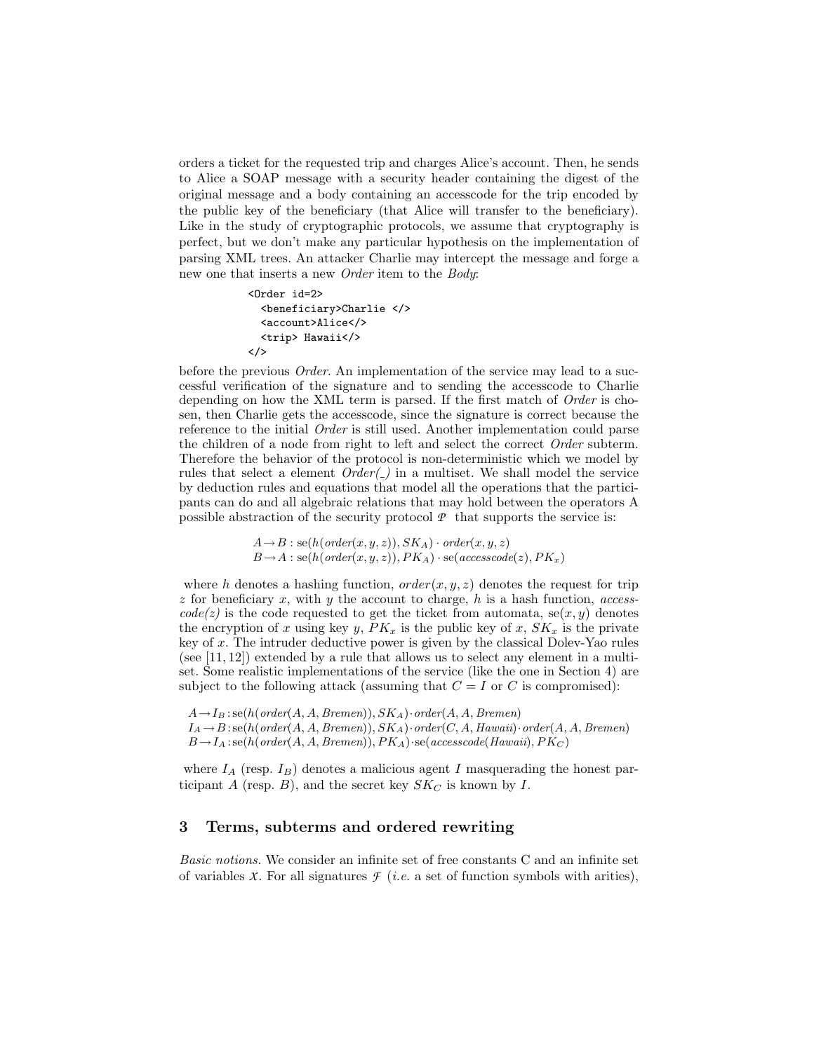orders a ticket for the requested trip and charges Alice's account. Then, he sends to Alice a SOAP message with a security header containing the digest of the original message and a body containing an accesscode for the trip encoded by the public key of the beneficiary (that Alice will transfer to the beneficiary). Like in the study of cryptographic protocols, we assume that cryptography is perfect, but we don't make any particular hypothesis on the implementation of parsing XML trees. An attacker Charlie may intercept the message and forge a new one that inserts a new *Order* item to the *Body*:

```
<Order id=2>
  <beneficiary>Charlie </>
  <account>Alice</>
  <trip> Hawaii</>
</>
```

before the previous *Order*. An implementation of the service may lead to a successful verification of the signature and to sending the accesscode to Charlie depending on how the XML term is parsed. If the first match of *Order* is chosen, then Charlie gets the accesscode, since the signature is correct because the reference to the initial *Order* is still used. Another implementation could parse the children of a node from right to left and select the correct *Order* subterm. Therefore the behavior of the protocol is non-deterministic which we model by rules that select a element *Order(_)* in a multiset. We shall model the service by deduction rules and equations that model all the operations that the participants can do and all algebraic relations that may hold between the operators A possible abstraction of the security protocol $\mathcal{P}$ that supports the service is:

$$A \rightarrow B : \mathrm{se}(h(order(x, y, z)), SK_A) \cdot order(x, y, z)$$
$$B \rightarrow A : \mathrm{se}(h(order(x, y, z)), PK_A) \cdot \mathrm{se}(accesscode(z), PK_x)$$

where $h$ denotes a hashing function, $order(x, y, z)$ denotes the request for trip $z$ for beneficiary $x$, with $y$ the account to charge, $h$ is a hash function, *accesscode(z)* is the code requested to get the ticket from automata, $\mathrm{se}(x, y)$ denotes the encryption of $x$ using key $y$, $PK_x$ is the public key of $x$, $SK_x$ is the private key of $x$. The intruder deductive power is given by the classical Dolev-Yao rules (see [11, 12]) extended by a rule that allows us to select any element in a multiset. Some realistic implementations of the service (like the one in Section 4) are subject to the following attack (assuming that $C = I$ or $C$ is compromised):

$$A \rightarrow I_B : \mathrm{se}(h(order(A, A, Bremen)), SK_A) \cdot order(A, A, Bremen)$$
$$I_A \rightarrow B : \mathrm{se}(h(order(A, A, Bremen)), SK_A) \cdot order(C, A, Hawaii) \cdot order(A, A, Bremen)$$
$$B \rightarrow I_A : \mathrm{se}(h(order(A, A, Bremen)), PK_A) \cdot \mathrm{se}(accesscode(Hawaii), PK_C)$$

where $I_A$ (resp. $I_B$) denotes a malicious agent $I$ masquerading the honest participant $A$ (resp. $B$), and the secret key $SK_C$ is known by $I$.

## 3 Terms, subterms and ordered rewriting

*Basic notions.* We consider an infinite set of free constants C and an infinite set of variables $\mathcal{X}$. For all signatures $\mathcal{F}$ (*i.e.* a set of function symbols with arities),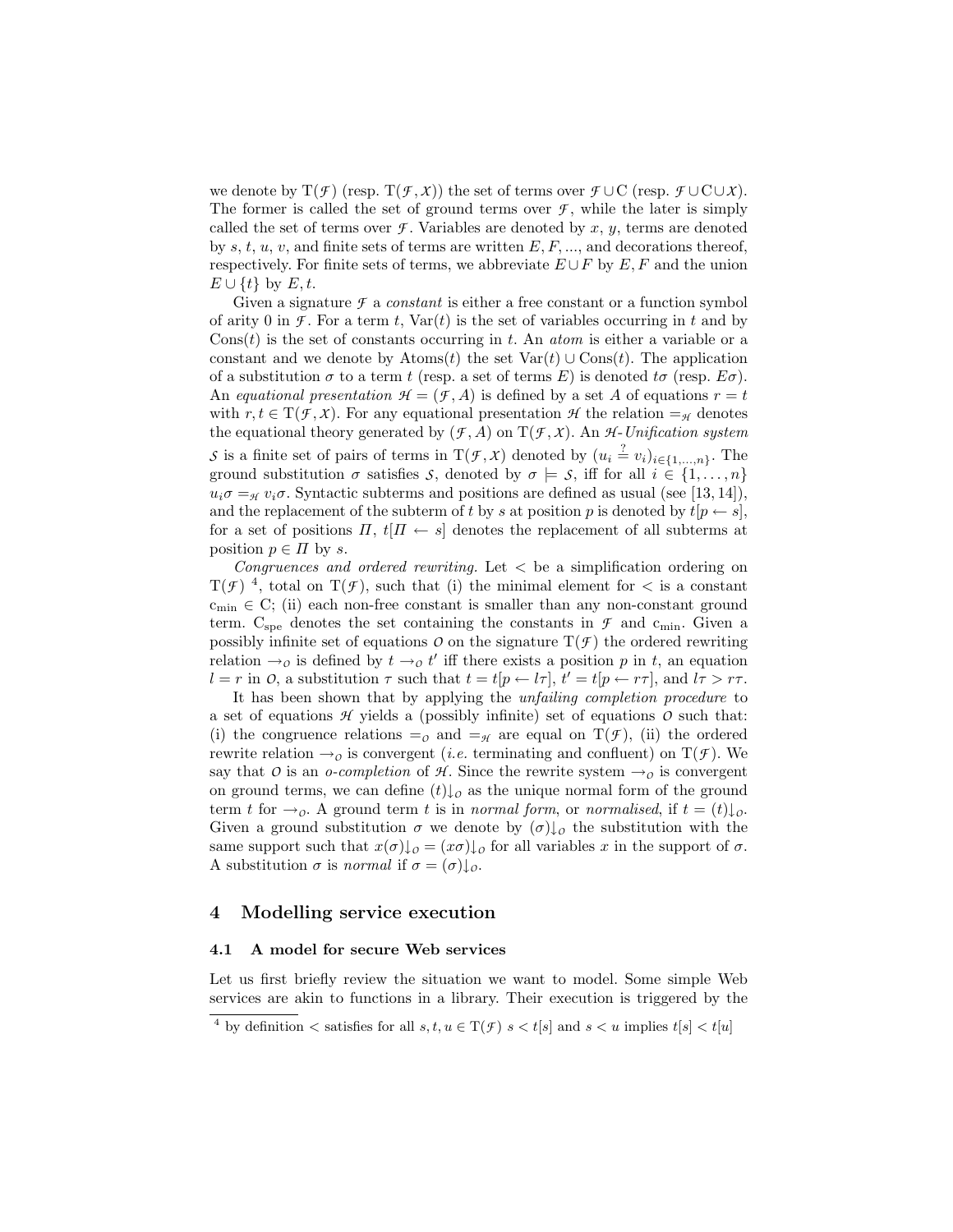we denote by $\mathrm{T}(\mathcal{F})$ (resp. $\mathrm{T}(\mathcal{F}, \mathcal{X})$) the set of terms over $\mathcal{F} \cup \mathrm{C}$ (resp. $\mathcal{F} \cup \mathrm{C} \cup \mathcal{X}$). The former is called the set of ground terms over $\mathcal{F}$, while the later is simply called the set of terms over $\mathcal{F}$. Variables are denoted by $x$, $y$, terms are denoted by $s$, $t$, $u$, $v$, and finite sets of terms are written $E, F, ...$, and decorations thereof, respectively. For finite sets of terms, we abbreviate $E \cup F$ by $E, F$ and the union $E \cup \{t\}$ by $E, t$.

Given a signature $\mathcal{F}$ a *constant* is either a free constant or a function symbol of arity 0 in $\mathcal{F}$. For a term $t$, $\mathrm{Var}(t)$ is the set of variables occurring in $t$ and by $\mathrm{Cons}(t)$ is the set of constants occurring in $t$. An *atom* is either a variable or a constant and we denote by $\mathrm{Atoms}(t)$ the set $\mathrm{Var}(t) \cup \mathrm{Cons}(t)$. The application of a substitution $\sigma$ to a term $t$ (resp. a set of terms $E$) is denoted $t\sigma$ (resp. $E\sigma$). An *equational presentation* $\mathcal{H} = (\mathcal{F}, A)$ is defined by a set $A$ of equations $r = t$ with $r, t \in \mathrm{T}(\mathcal{F}, \mathcal{X})$. For any equational presentation $\mathcal{H}$ the relation $=_{\mathcal{H}}$ denotes the equational theory generated by $(\mathcal{F}, A)$ on $\mathrm{T}(\mathcal{F}, \mathcal{X})$. An *$\mathcal{H}$-Unification system* $\mathcal{S}$ is a finite set of pairs of terms in $\mathrm{T}(\mathcal{F}, \mathcal{X})$ denoted by $(u_i \stackrel{?}{=} v_i)_{i \in \{1,\ldots,n\}}$. The ground substitution $\sigma$ satisfies $\mathcal{S}$, denoted by $\sigma \models \mathcal{S}$, iff for all $i \in \{1, \ldots, n\}$ $u_i\sigma =_{\mathcal{H}} v_i\sigma$. Syntactic subterms and positions are defined as usual (see [13, 14]), and the replacement of the subterm of $t$ by $s$ at position $p$ is denoted by $t[p \leftarrow s]$, for a set of positions $\Pi$, $t[\Pi \leftarrow s]$ denotes the replacement of all subterms at position $p \in \Pi$ by $s$.

*Congruences and ordered rewriting.* Let $<$ be a simplification ordering on $\mathrm{T}(\mathcal{F})$ [4], total on $\mathrm{T}(\mathcal{F})$, such that (i) the minimal element for $<$ is a constant $\mathrm{c}_{\min} \in \mathrm{C}$; (ii) each non-free constant is smaller than any non-constant ground term. $\mathrm{C}_{\mathrm{spe}}$ denotes the set containing the constants in $\mathcal{F}$ and $\mathrm{c}_{\min}$. Given a possibly infinite set of equations $\mathcal{O}$ on the signature $\mathrm{T}(\mathcal{F})$ the ordered rewriting relation $\rightarrow_{\mathcal{O}}$ is defined by $t \rightarrow_{\mathcal{O}} t'$ iff there exists a position $p$ in $t$, an equation $l = r$ in $\mathcal{O}$, a substitution $\tau$ such that $t = t[p \leftarrow l\tau]$, $t' = t[p \leftarrow r\tau]$, and $l\tau > r\tau$.

It has been shown that by applying the *unfailing completion procedure* to a set of equations $\mathcal{H}$ yields a (possibly infinite) set of equations $\mathcal{O}$ such that: (i) the congruence relations $=_{\mathcal{O}}$ and $=_{\mathcal{H}}$ are equal on $\mathrm{T}(\mathcal{F})$, (ii) the ordered rewrite relation $\rightarrow_{\mathcal{O}}$ is convergent (*i.e.* terminating and confluent) on $\mathrm{T}(\mathcal{F})$. We say that $\mathcal{O}$ is an *o-completion* of $\mathcal{H}$. Since the rewrite system $\rightarrow_{\mathcal{O}}$ is convergent on ground terms, we can define $(t)\downarrow_{\mathcal{O}}$ as the unique normal form of the ground term $t$ for $\rightarrow_{\mathcal{O}}$. A ground term $t$ is in *normal form*, or *normalised*, if $t = (t)\downarrow_{\mathcal{O}}$. Given a ground substitution $\sigma$ we denote by $(\sigma)\downarrow_{\mathcal{O}}$ the substitution with the same support such that $x(\sigma)\downarrow_{\mathcal{O}} = (x\sigma)\downarrow_{\mathcal{O}}$ for all variables $x$ in the support of $\sigma$. A substitution $\sigma$ is *normal* if $\sigma = (\sigma)\downarrow_{\mathcal{O}}$.

## 4 Modelling service execution

### 4.1 A model for secure Web services

Let us first briefly review the situation we want to model. Some simple Web services are akin to functions in a library. Their execution is triggered by the

[4] by definition $<$ satisfies for all $s, t, u \in \mathrm{T}(\mathcal{F})$ $s < t[s]$ and $s < u$ implies $t[s] < t[u]$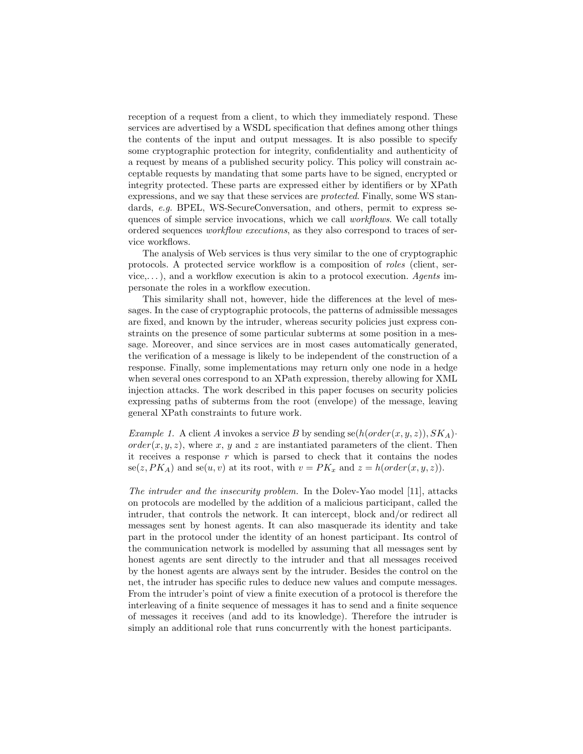reception of a request from a client, to which they immediately respond. These services are advertised by a WSDL specification that defines among other things the contents of the input and output messages. It is also possible to specify some cryptographic protection for integrity, confidentiality and authenticity of a request by means of a published security policy. This policy will constrain acceptable requests by mandating that some parts have to be signed, encrypted or integrity protected. These parts are expressed either by identifiers or by XPath expressions, and we say that these services are *protected*. Finally, some WS standards, *e.g.* BPEL, WS-SecureConversation, and others, permit to express sequences of simple service invocations, which we call *workflows*. We call totally ordered sequences *workflow executions*, as they also correspond to traces of service workflows.

The analysis of Web services is thus very similar to the one of cryptographic protocols. A protected service workflow is a composition of *roles* (client, service,...), and a workflow execution is akin to a protocol execution. *Agents* impersonate the roles in a workflow execution.

This similarity shall not, however, hide the differences at the level of messages. In the case of cryptographic protocols, the patterns of admissible messages are fixed, and known by the intruder, whereas security policies just express constraints on the presence of some particular subterms at some position in a message. Moreover, and since services are in most cases automatically generated, the verification of a message is likely to be independent of the construction of a response. Finally, some implementations may return only one node in a hedge when several ones correspond to an XPath expression, thereby allowing for XML injection attacks. The work described in this paper focuses on security policies expressing paths of subterms from the root (envelope) of the message, leaving general XPath constraints to future work.

*Example 1.* A client $A$ invokes a service $B$ by sending $\mathrm{se}(h(order(x,y,z)), SK_A) \cdot order(x,y,z)$, where $x$, $y$ and $z$ are instantiated parameters of the client. Then it receives a response $r$ which is parsed to check that it contains the nodes $\mathrm{se}(z, PK_A)$ and $\mathrm{se}(u,v)$ at its root, with $v = PK_x$ and $z = h(order(x,y,z))$.

*The intruder and the insecurity problem.* In the Dolev-Yao model [11], attacks on protocols are modelled by the addition of a malicious participant, called the intruder, that controls the network. It can intercept, block and/or redirect all messages sent by honest agents. It can also masquerade its identity and take part in the protocol under the identity of an honest participant. Its control of the communication network is modelled by assuming that all messages sent by honest agents are sent directly to the intruder and that all messages received by the honest agents are always sent by the intruder. Besides the control on the net, the intruder has specific rules to deduce new values and compute messages. From the intruder's point of view a finite execution of a protocol is therefore the interleaving of a finite sequence of messages it has to send and a finite sequence of messages it receives (and add to its knowledge). Therefore the intruder is simply an additional role that runs concurrently with the honest participants.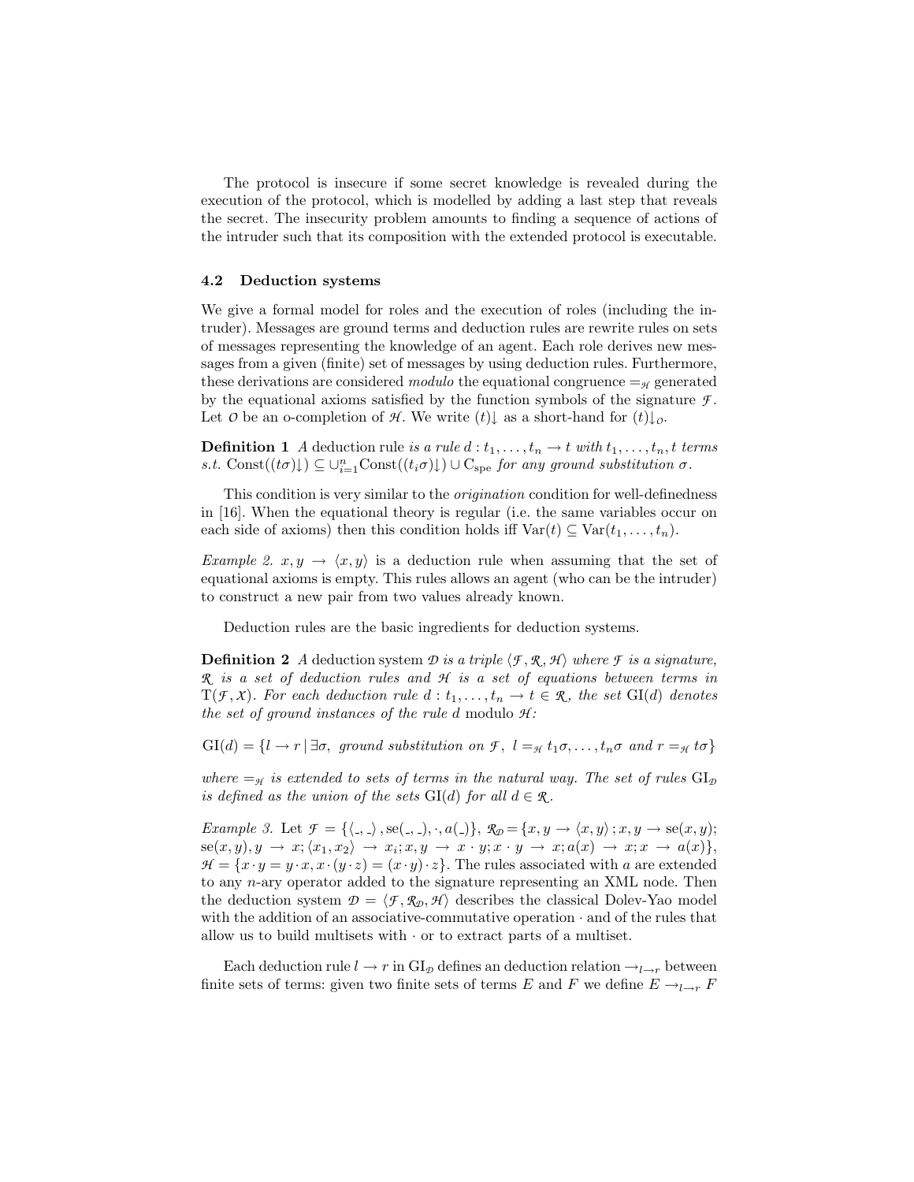The protocol is insecure if some secret knowledge is revealed during the execution of the protocol, which is modelled by adding a last step that reveals the secret. The insecurity problem amounts to finding a sequence of actions of the intruder such that its composition with the extended protocol is executable.

### 4.2 Deduction systems

We give a formal model for roles and the execution of roles (including the intruder). Messages are ground terms and deduction rules are rewrite rules on sets of messages representing the knowledge of an agent. Each role derives new messages from a given (finite) set of messages by using deduction rules. Furthermore, these derivations are considered *modulo* the equational congruence $=_{\mathcal{H}}$ generated by the equational axioms satisfied by the function symbols of the signature $\mathcal{F}$. Let $\mathcal{O}$ be an o-completion of $\mathcal{H}$. We write $(t){\downarrow}$ as a short-hand for $(t){\downarrow}_{\mathcal{O}}$.

**Definition 1** *A* deduction rule *is a rule $d : t_1, \ldots, t_n \to t$ with $t_1, \ldots, t_n, t$ terms s.t.* $\mathrm{Const}((t\sigma){\downarrow}) \subseteq \cup_{i=1}^{n} \mathrm{Const}((t_i\sigma){\downarrow}) \cup \mathrm{C_{spe}}$ *for any ground substitution $\sigma$.*

This condition is very similar to the *origination* condition for well-definedness in [16]. When the equational theory is regular (i.e. the same variables occur on each side of axioms) then this condition holds iff $\mathrm{Var}(t) \subseteq \mathrm{Var}(t_1, \ldots, t_n)$.

*Example 2.* $x, y \to \langle x, y\rangle$ is a deduction rule when assuming that the set of equational axioms is empty. This rules allows an agent (who can be the intruder) to construct a new pair from two values already known.

Deduction rules are the basic ingredients for deduction systems.

**Definition 2** *A* deduction system *$\mathcal{D}$ is a triple $\langle \mathcal{F}, \mathcal{R}, \mathcal{H}\rangle$ where $\mathcal{F}$ is a signature, $\mathcal{R}$ is a set of deduction rules and $\mathcal{H}$ is a set of equations between terms in $\mathrm{T}(\mathcal{F}, \mathcal{X})$. For each deduction rule $d : t_1, \ldots, t_n \to t \in \mathcal{R}$, the set $\mathrm{GI}(d)$ denotes the set of ground instances of the rule $d$* modulo *$\mathcal{H}$:*

$$\mathrm{GI}(d) = \{l \to r \mid \exists \sigma,\ \textit{ground substitution on } \mathcal{F},\ l =_{\mathcal{H}} t_1\sigma, \ldots, t_n\sigma \textit{ and } r =_{\mathcal{H}} t\sigma\}$$

*where $=_{\mathcal{H}}$ is extended to sets of terms in the natural way. The set of rules $\mathrm{GI}_{\mathcal{D}}$ is defined as the union of the sets $\mathrm{GI}(d)$ for all $d \in \mathcal{R}$.*

*Example 3.* Let $\mathcal{F} = \{\langle \_, \_\rangle, \mathrm{se}(\_, \_), \cdot, a(\_)\}$, $\mathcal{R}_{\mathcal{D}} = \{x, y \to \langle x, y\rangle\,; x, y \to \mathrm{se}(x, y);$ $\mathrm{se}(x, y), y \to x; \langle x_1, x_2\rangle \to x_i; x, y \to x \cdot y; x \cdot y \to x; a(x) \to x; x \to a(x)\}$, $\mathcal{H} = \{x \cdot y = y \cdot x, x \cdot (y \cdot z) = (x \cdot y) \cdot z\}$. The rules associated with $a$ are extended to any $n$-ary operator added to the signature representing an XML node. Then the deduction system $\mathcal{D} = \langle \mathcal{F}, \mathcal{R}_{\mathcal{D}}, \mathcal{H}\rangle$ describes the classical Dolev-Yao model with the addition of an associative-commutative operation $\cdot$ and of the rules that allow us to build multisets with $\cdot$ or to extract parts of a multiset.

Each deduction rule $l \to r$ in $\mathrm{GI}_{\mathcal{D}}$ defines an deduction relation $\to_{l \to r}$ between finite sets of terms: given two finite sets of terms $E$ and $F$ we define $E \to_{l \to r} F$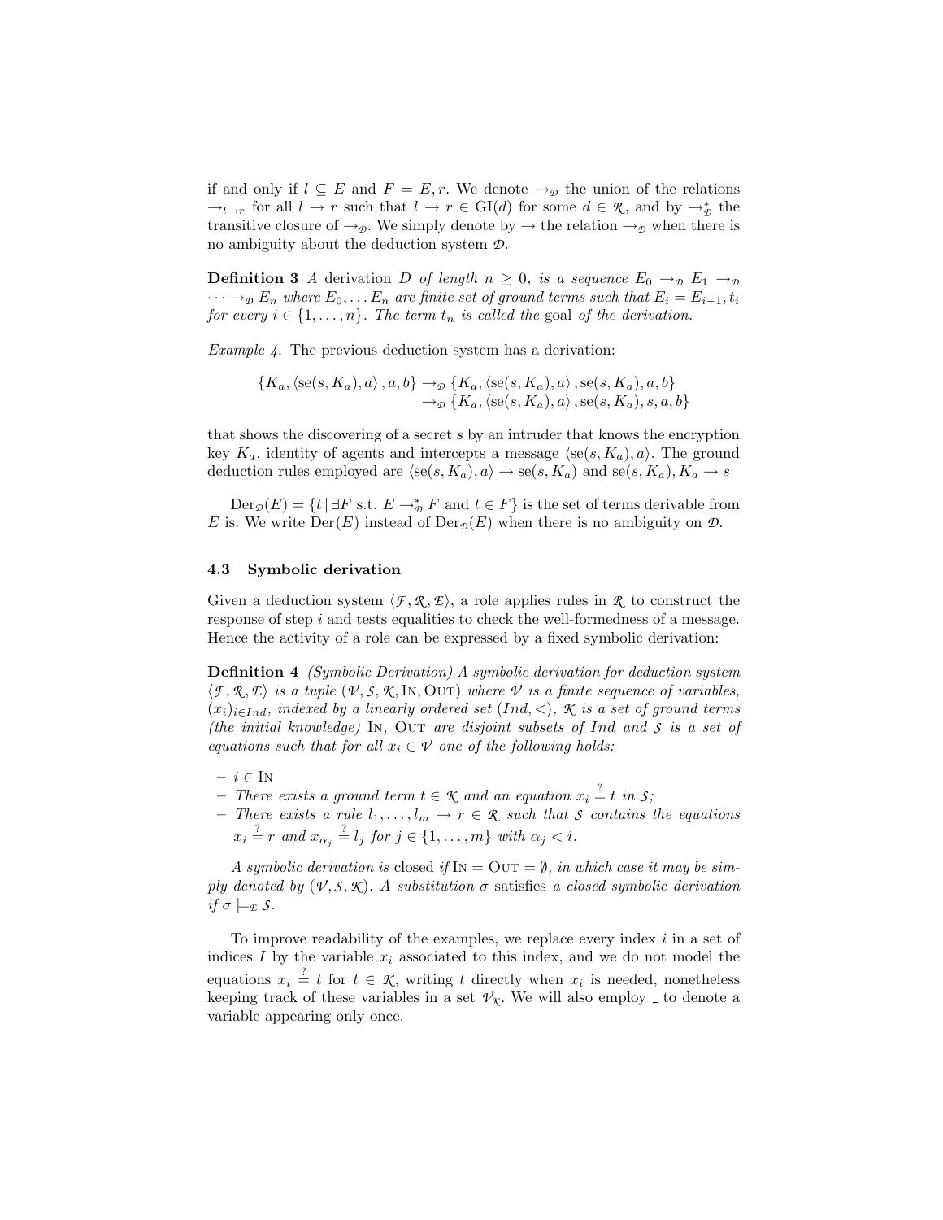if and only if $l \subseteq E$ and $F = E, r$. We denote $\rightarrow_{\mathcal{D}}$ the union of the relations $\rightarrow_{l \rightarrow r}$ for all $l \rightarrow r$ such that $l \rightarrow r \in \mathrm{GI}(d)$ for some $d \in \mathcal{R}$, and by $\rightarrow_{\mathcal{D}}^{*}$ the transitive closure of $\rightarrow_{\mathcal{D}}$. We simply denote by $\rightarrow$ the relation $\rightarrow_{\mathcal{D}}$ when there is no ambiguity about the deduction system $\mathcal{D}$.

**Definition 3** *A derivation $D$ of length $n \geq 0$, is a sequence $E_0 \rightarrow_{\mathcal{D}} E_1 \rightarrow_{\mathcal{D}} \cdots \rightarrow_{\mathcal{D}} E_n$ where $E_0, \ldots E_n$ are finite set of ground terms such that $E_i = E_{i-1}, t_i$ for every $i \in \{1, \ldots, n\}$. The term $t_n$ is called the* goal *of the derivation.*

*Example 4.* The previous deduction system has a derivation:

$$\begin{aligned}\{K_a, \langle \mathrm{se}(s, K_a), a\rangle, a, b\} &\rightarrow_{\mathcal{D}} \{K_a, \langle \mathrm{se}(s, K_a), a\rangle, \mathrm{se}(s, K_a), a, b\} \\ &\rightarrow_{\mathcal{D}} \{K_a, \langle \mathrm{se}(s, K_a), a\rangle, \mathrm{se}(s, K_a), s, a, b\}\end{aligned}$$

that shows the discovering of a secret $s$ by an intruder that knows the encryption key $K_a$, identity of agents and intercepts a message $\langle \mathrm{se}(s, K_a), a\rangle$. The ground deduction rules employed are $\langle \mathrm{se}(s, K_a), a\rangle \rightarrow \mathrm{se}(s, K_a)$ and $\mathrm{se}(s, K_a), K_a \rightarrow s$

$\mathrm{Der}_{\mathcal{D}}(E) = \{t \mid \exists F \text{ s.t. } E \rightarrow_{\mathcal{D}}^{*} F \text{ and } t \in F\}$ is the set of terms derivable from $E$ is. We write $\mathrm{Der}(E)$ instead of $\mathrm{Der}_{\mathcal{D}}(E)$ when there is no ambiguity on $\mathcal{D}$.

### 4.3 Symbolic derivation

Given a deduction system $\langle \mathcal{F}, \mathcal{R}, \mathcal{E}\rangle$, a role applies rules in $\mathcal{R}$ to construct the response of step $i$ and tests equalities to check the well-formedness of a message. Hence the activity of a role can be expressed by a fixed symbolic derivation:

**Definition 4** *(Symbolic Derivation) A symbolic derivation for deduction system $\langle \mathcal{F}, \mathcal{R}, \mathcal{E}\rangle$ is a tuple $(\mathcal{V}, \mathcal{S}, \mathcal{K}, \mathrm{In}, \mathrm{Out})$ where $\mathcal{V}$ is a finite sequence of variables, $(x_i)_{i \in Ind}$, indexed by a linearly ordered set $(Ind, <)$, $\mathcal{K}$ is a set of ground terms (the initial knowledge) $\mathrm{In}$, $\mathrm{Out}$ are disjoint subsets of $Ind$ and $\mathcal{S}$ is a set of equations such that for all $x_i \in \mathcal{V}$ one of the following holds:*

- *$i \in \mathrm{In}$*
- *There exists a ground term $t \in \mathcal{K}$ and an equation $x_i \stackrel{?}{=} t$ in $\mathcal{S}$;*
- *There exists a rule $l_1, \ldots, l_m \rightarrow r \in \mathcal{R}$ such that $\mathcal{S}$ contains the equations $x_i \stackrel{?}{=} r$ and $x_{\alpha_j} \stackrel{?}{=} l_j$ for $j \in \{1, \ldots, m\}$ with $\alpha_j < i$.*

*A symbolic derivation is* closed *if $\mathrm{In} = \mathrm{Out} = \emptyset$, in which case it may be simply denoted by $(\mathcal{V}, \mathcal{S}, \mathcal{K})$. A substitution $\sigma$* satisfies *a closed symbolic derivation if $\sigma \models_{\mathcal{E}} \mathcal{S}$.*

To improve readability of the examples, we replace every index $i$ in a set of indices $I$ by the variable $x_i$ associated to this index, and we do not model the equations $x_i \stackrel{?}{=} t$ for $t \in \mathcal{K}$, writing $t$ directly when $x_i$ is needed, nonetheless keeping track of these variables in a set $\mathcal{V}_{\mathcal{K}}$. We will also employ _ to denote a variable appearing only once.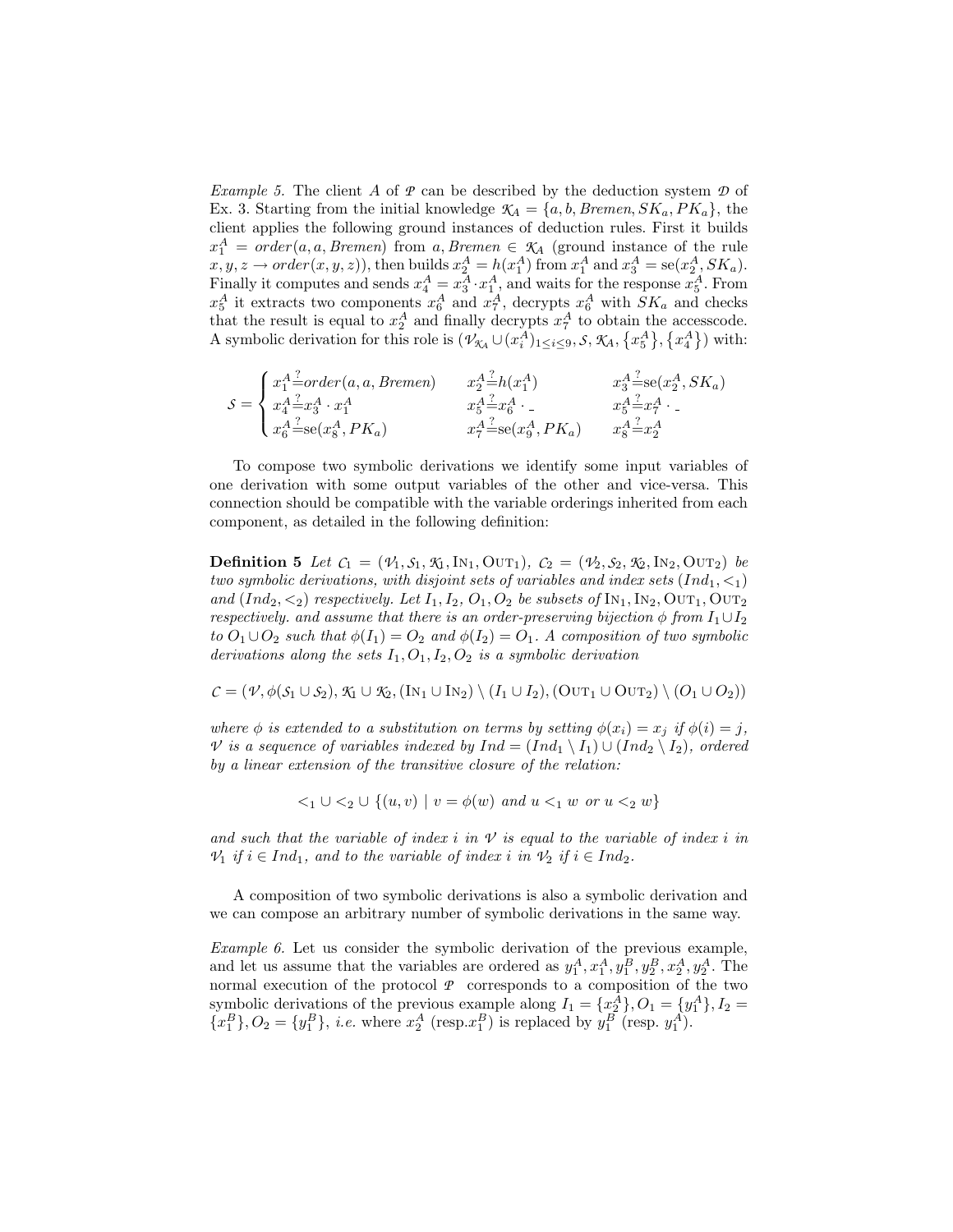*Example 5.* The client $A$ of $\mathcal{P}$ can be described by the deduction system $\mathcal{D}$ of Ex. 3. Starting from the initial knowledge $\mathcal{K}_A = \{a, b, Bremen, SK_a, PK_a\}$, the client applies the following ground instances of deduction rules. First it builds $x_1^A = order(a, a, Bremen)$ from $a, Bremen \in \mathcal{K}_A$ (ground instance of the rule $x, y, z \to order(x, y, z)$), then builds $x_2^A = h(x_1^A)$ from $x_1^A$ and $x_3^A = \text{se}(x_2^A, SK_a)$. Finally it computes and sends $x_4^A = x_3^A \cdot x_1^A$, and waits for the response $x_5^A$. From $x_5^A$ it extracts two components $x_6^A$ and $x_7^A$, decrypts $x_6^A$ with $SK_a$ and checks that the result is equal to $x_2^A$ and finally decrypts $x_7^A$ to obtain the accesscode. A symbolic derivation for this role is $(\mathcal{V}_{\mathcal{K}_A} \cup (x_i^A)_{1 \le i \le 9}, \mathcal{S}, \mathcal{K}_A, \{x_5^A\}, \{x_4^A\})$ with:

$$
\mathcal{S} = \begin{cases}
x_1^A \stackrel{?}{=} order(a, a, Bremen) & x_2^A \stackrel{?}{=} h(x_1^A) & x_3^A \stackrel{?}{=} \text{se}(x_2^A, SK_a) \\
x_4^A \stackrel{?}{=} x_3^A \cdot x_1^A & x_5^A \stackrel{?}{=} x_6^A \cdot \_ & x_5^A \stackrel{?}{=} x_7^A \cdot \_ \\
x_6^A \stackrel{?}{=} \text{se}(x_8^A, PK_a) & x_7^A \stackrel{?}{=} \text{se}(x_9^A, PK_a) & x_8^A \stackrel{?}{=} x_2^A
\end{cases}
$$

To compose two symbolic derivations we identify some input variables of one derivation with some output variables of the other and vice-versa. This connection should be compatible with the variable orderings inherited from each component, as detailed in the following definition:

**Definition 5** *Let $\mathcal{C}_1 = (\mathcal{V}_1, \mathcal{S}_1, \mathcal{K}_1, \text{IN}_1, \text{OUT}_1)$, $\mathcal{C}_2 = (\mathcal{V}_2, \mathcal{S}_2, \mathcal{K}_2, \text{IN}_2, \text{OUT}_2)$ be two symbolic derivations, with disjoint sets of variables and index sets $(Ind_1, <_1)$ and $(Ind_2, <_2)$ respectively. Let $I_1, I_2, O_1, O_2$ be subsets of $\text{IN}_1, \text{IN}_2, \text{OUT}_1, \text{OUT}_2$ respectively. and assume that there is an order-preserving bijection $\phi$ from $I_1 \cup I_2$ to $O_1 \cup O_2$ such that $\phi(I_1) = O_2$ and $\phi(I_2) = O_1$. A composition of two symbolic derivations along the sets $I_1, O_1, I_2, O_2$ is a symbolic derivation*

$$\mathcal{C} = (\mathcal{V}, \phi(\mathcal{S}_1 \cup \mathcal{S}_2), \mathcal{K}_1 \cup \mathcal{K}_2, (\text{IN}_1 \cup \text{IN}_2) \setminus (I_1 \cup I_2), (\text{OUT}_1 \cup \text{OUT}_2) \setminus (O_1 \cup O_2))$$

*where $\phi$ is extended to a substitution on terms by setting $\phi(x_i) = x_j$ if $\phi(i) = j$, $\mathcal{V}$ is a sequence of variables indexed by $Ind = (Ind_1 \setminus I_1) \cup (Ind_2 \setminus I_2)$, ordered by a linear extension of the transitive closure of the relation:*

$$<_1 \cup <_2 \cup \{(u, v) \mid v = \phi(w) \text{ and } u <_1 w \text{ or } u <_2 w\}$$

*and such that the variable of index $i$ in $\mathcal{V}$ is equal to the variable of index $i$ in $\mathcal{V}_1$ if $i \in Ind_1$, and to the variable of index $i$ in $\mathcal{V}_2$ if $i \in Ind_2$.*

A composition of two symbolic derivations is also a symbolic derivation and we can compose an arbitrary number of symbolic derivations in the same way.

*Example 6.* Let us consider the symbolic derivation of the previous example, and let us assume that the variables are ordered as $y_1^A, x_1^A, y_1^B, y_2^B, x_2^A, y_2^A$. The normal execution of the protocol $\mathcal{P}$ corresponds to a composition of the two symbolic derivations of the previous example along $I_1 = \{x_2^A\}, O_1 = \{y_1^A\}, I_2 = \{x_1^B\}, O_2 = \{y_1^B\}$, *i.e.* where $x_2^A$ (resp.$x_1^B$) is replaced by $y_1^B$ (resp. $y_1^A$).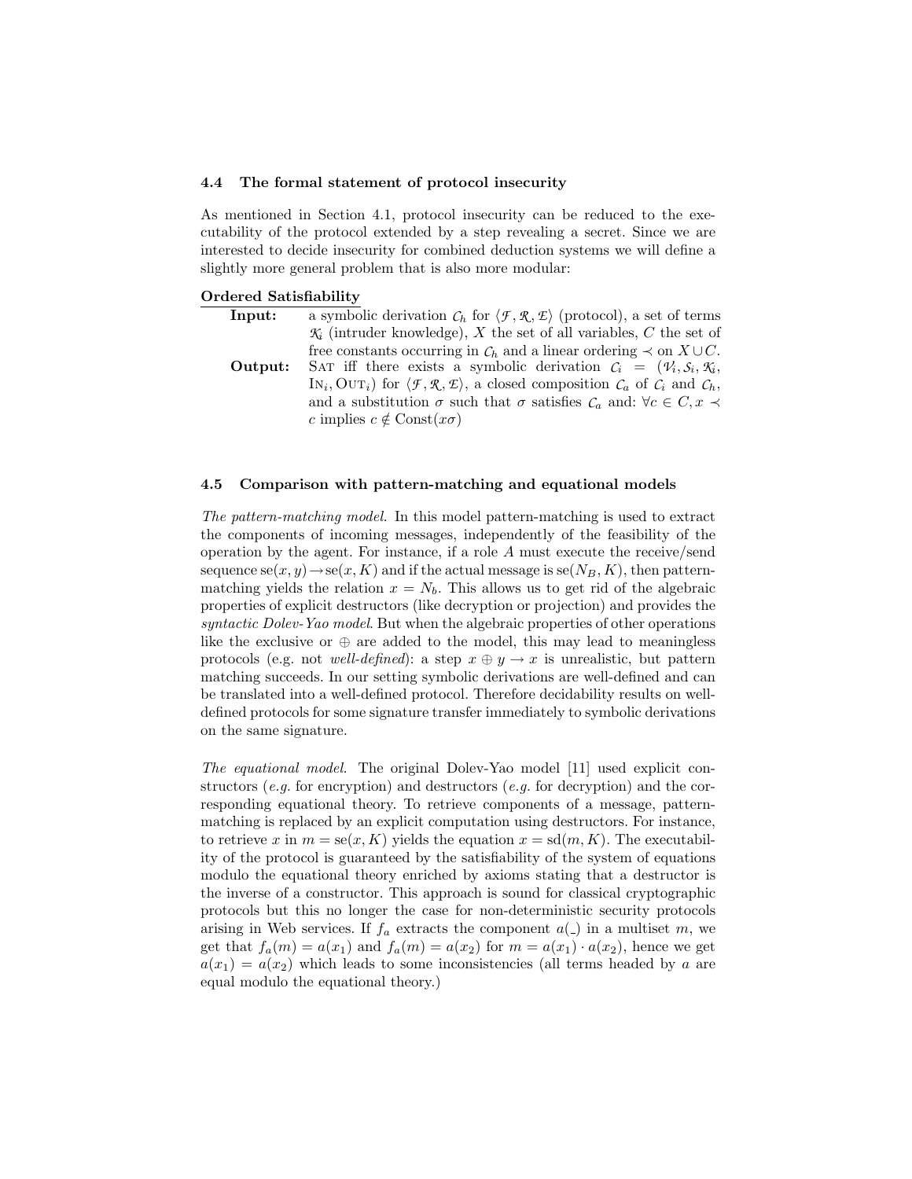### 4.4 The formal statement of protocol insecurity

As mentioned in Section 4.1, protocol insecurity can be reduced to the executability of the protocol extended by a step revealing a secret. Since we are interested to decide insecurity for combined deduction systems we will define a slightly more general problem that is also more modular:

**Ordered Satisfiability**

**Input:** a symbolic derivation $\mathcal{C}_h$ for $\langle \mathcal{F}, \mathcal{R}, \mathcal{E} \rangle$ (protocol), a set of terms $\mathcal{K}_i$ (intruder knowledge), $X$ the set of all variables, $C$ the set of free constants occurring in $\mathcal{C}_h$ and a linear ordering $\prec$ on $X \cup C$.

**Output:** SAT iff there exists a symbolic derivation $\mathcal{C}_i = (\mathcal{V}_i, \mathcal{S}_i, \mathcal{K}_i, \text{IN}_i, \text{OUT}_i)$ for $\langle \mathcal{F}, \mathcal{R}, \mathcal{E} \rangle$, a closed composition $\mathcal{C}_a$ of $\mathcal{C}_i$ and $\mathcal{C}_h$, and a substitution $\sigma$ such that $\sigma$ satisfies $\mathcal{C}_a$ and: $\forall c \in C, x \prec c$ implies $c \notin \text{Const}(x\sigma)$

### 4.5 Comparison with pattern-matching and equational models

*The pattern-matching model.* In this model pattern-matching is used to extract the components of incoming messages, independently of the feasibility of the operation by the agent. For instance, if a role $A$ must execute the receive/send sequence $\text{se}(x, y) \rightarrow \text{se}(x, K)$ and if the actual message is $\text{se}(N_B, K)$, then pattern-matching yields the relation $x = N_b$. This allows us to get rid of the algebraic properties of explicit destructors (like decryption or projection) and provides the *syntactic Dolev-Yao model*. But when the algebraic properties of other operations like the exclusive or $\oplus$ are added to the model, this may lead to meaningless protocols (e.g. not *well-defined*): a step $x \oplus y \rightarrow x$ is unrealistic, but pattern matching succeeds. In our setting symbolic derivations are well-defined and can be translated into a well-defined protocol. Therefore decidability results on well-defined protocols for some signature transfer immediately to symbolic derivations on the same signature.

*The equational model.* The original Dolev-Yao model [11] used explicit constructors (*e.g.* for encryption) and destructors (*e.g.* for decryption) and the corresponding equational theory. To retrieve components of a message, pattern-matching is replaced by an explicit computation using destructors. For instance, to retrieve $x$ in $m = \text{se}(x, K)$ yields the equation $x = \text{sd}(m, K)$. The executability of the protocol is guaranteed by the satisfiability of the system of equations modulo the equational theory enriched by axioms stating that a destructor is the inverse of a constructor. This approach is sound for classical cryptographic protocols but this no longer the case for non-deterministic security protocols arising in Web services. If $f_a$ extracts the component $a(\_)$ in a multiset $m$, we get that $f_a(m) = a(x_1)$ and $f_a(m) = a(x_2)$ for $m = a(x_1) \cdot a(x_2)$, hence we get $a(x_1) = a(x_2)$ which leads to some inconsistencies (all terms headed by $a$ are equal modulo the equational theory.)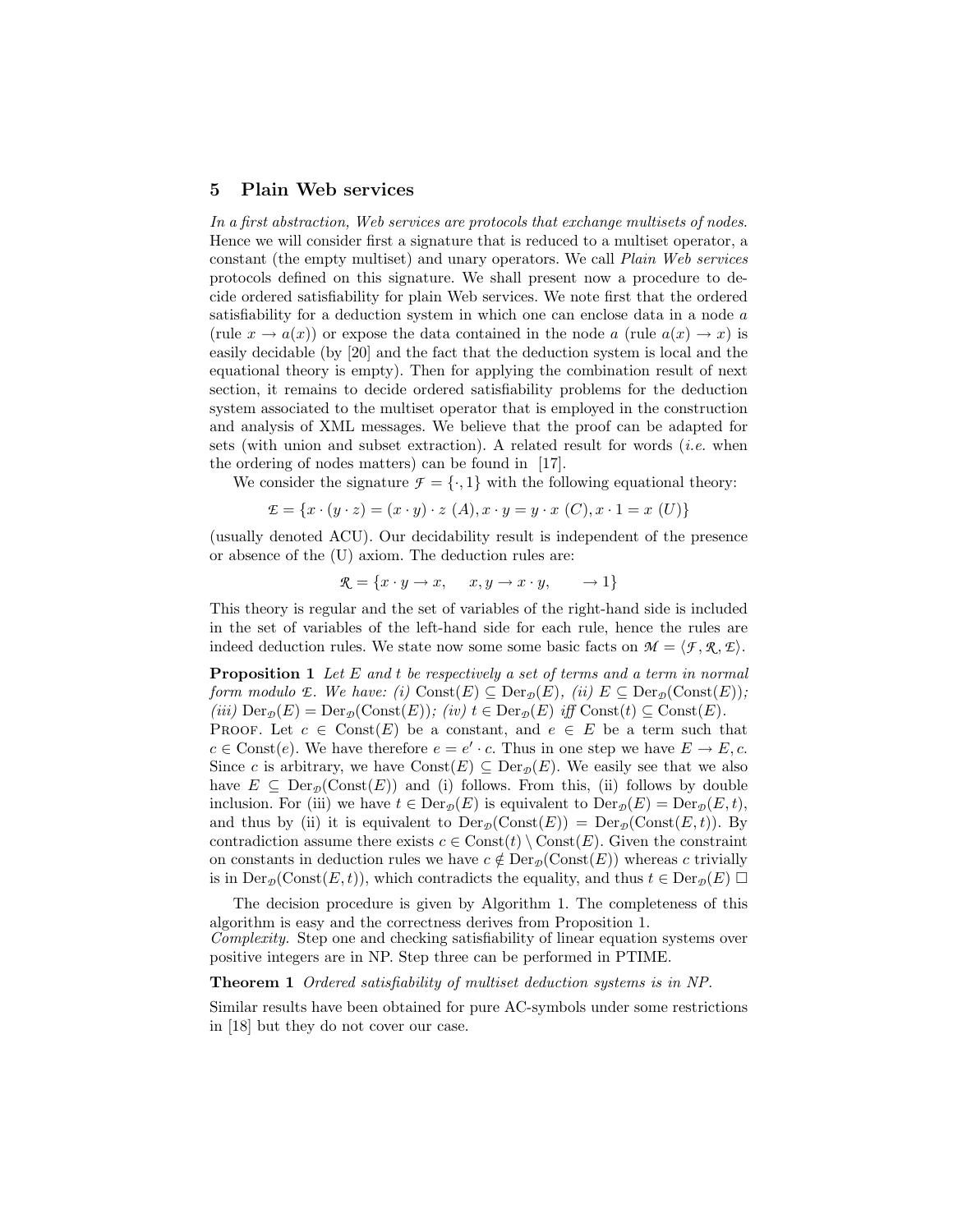## 5 Plain Web services

*In a first abstraction, Web services are protocols that exchange multisets of nodes.* Hence we will consider first a signature that is reduced to a multiset operator, a constant (the empty multiset) and unary operators. We call *Plain Web services* protocols defined on this signature. We shall present now a procedure to decide ordered satisfiability for plain Web services. We note first that the ordered satisfiability for a deduction system in which one can enclose data in a node $a$ (rule $x \to a(x)$) or expose the data contained in the node $a$ (rule $a(x) \to x$) is easily decidable (by [20] and the fact that the deduction system is local and the equational theory is empty). Then for applying the combination result of next section, it remains to decide ordered satisfiability problems for the deduction system associated to the multiset operator that is employed in the construction and analysis of XML messages. We believe that the proof can be adapted for sets (with union and subset extraction). A related result for words (*i.e.* when the ordering of nodes matters) can be found in [17].

We consider the signature $\mathcal{F} = \{\cdot, 1\}$ with the following equational theory:

$$\mathcal{E} = \{x \cdot (y \cdot z) = (x \cdot y) \cdot z \ (A), x \cdot y = y \cdot x \ (C), x \cdot 1 = x \ (U)\}$$

(usually denoted ACU). Our decidability result is independent of the presence or absence of the (U) axiom. The deduction rules are:

$$\mathcal{R} = \{x \cdot y \to x, \quad x, y \to x \cdot y, \quad \to 1\}$$

This theory is regular and the set of variables of the right-hand side is included in the set of variables of the left-hand side for each rule, hence the rules are indeed deduction rules. We state now some some basic facts on $\mathcal{M} = \langle \mathcal{F}, \mathcal{R}, \mathcal{E} \rangle$.

**Proposition 1** *Let $E$ and $t$ be respectively a set of terms and a term in normal form modulo $\mathcal{E}$. We have: (i) $\mathrm{Const}(E) \subseteq \mathrm{Der}_{\mathcal{D}}(E)$, (ii) $E \subseteq \mathrm{Der}_{\mathcal{D}}(\mathrm{Const}(E))$; (iii) $\mathrm{Der}_{\mathcal{D}}(E) = \mathrm{Der}_{\mathcal{D}}(\mathrm{Const}(E))$; (iv) $t \in \mathrm{Der}_{\mathcal{D}}(E)$ iff $\mathrm{Const}(t) \subseteq \mathrm{Const}(E)$.*

Proof. Let $c \in \mathrm{Const}(E)$ be a constant, and $e \in E$ be a term such that $c \in \mathrm{Const}(e)$. We have therefore $e = e' \cdot c$. Thus in one step we have $E \to E, c$. Since $c$ is arbitrary, we have $\mathrm{Const}(E) \subseteq \mathrm{Der}_{\mathcal{D}}(E)$. We easily see that we also have $E \subseteq \mathrm{Der}_{\mathcal{D}}(\mathrm{Const}(E))$ and (i) follows. From this, (ii) follows by double inclusion. For (iii) we have $t \in \mathrm{Der}_{\mathcal{D}}(E)$ is equivalent to $\mathrm{Der}_{\mathcal{D}}(E) = \mathrm{Der}_{\mathcal{D}}(E, t)$, and thus by (ii) it is equivalent to $\mathrm{Der}_{\mathcal{D}}(\mathrm{Const}(E)) = \mathrm{Der}_{\mathcal{D}}(\mathrm{Const}(E, t))$. By contradiction assume there exists $c \in \mathrm{Const}(t) \setminus \mathrm{Const}(E)$. Given the constraint on constants in deduction rules we have $c \notin \mathrm{Der}_{\mathcal{D}}(\mathrm{Const}(E))$ whereas $c$ trivially is in $\mathrm{Der}_{\mathcal{D}}(\mathrm{Const}(E, t))$, which contradicts the equality, and thus $t \in \mathrm{Der}_{\mathcal{D}}(E)$ □

The decision procedure is given by Algorithm 1. The completeness of this algorithm is easy and the correctness derives from Proposition 1.

*Complexity.* Step one and checking satisfiability of linear equation systems over positive integers are in NP. Step three can be performed in PTIME.

**Theorem 1** *Ordered satisfiability of multiset deduction systems is in NP.*

Similar results have been obtained for pure AC-symbols under some restrictions in [18] but they do not cover our case.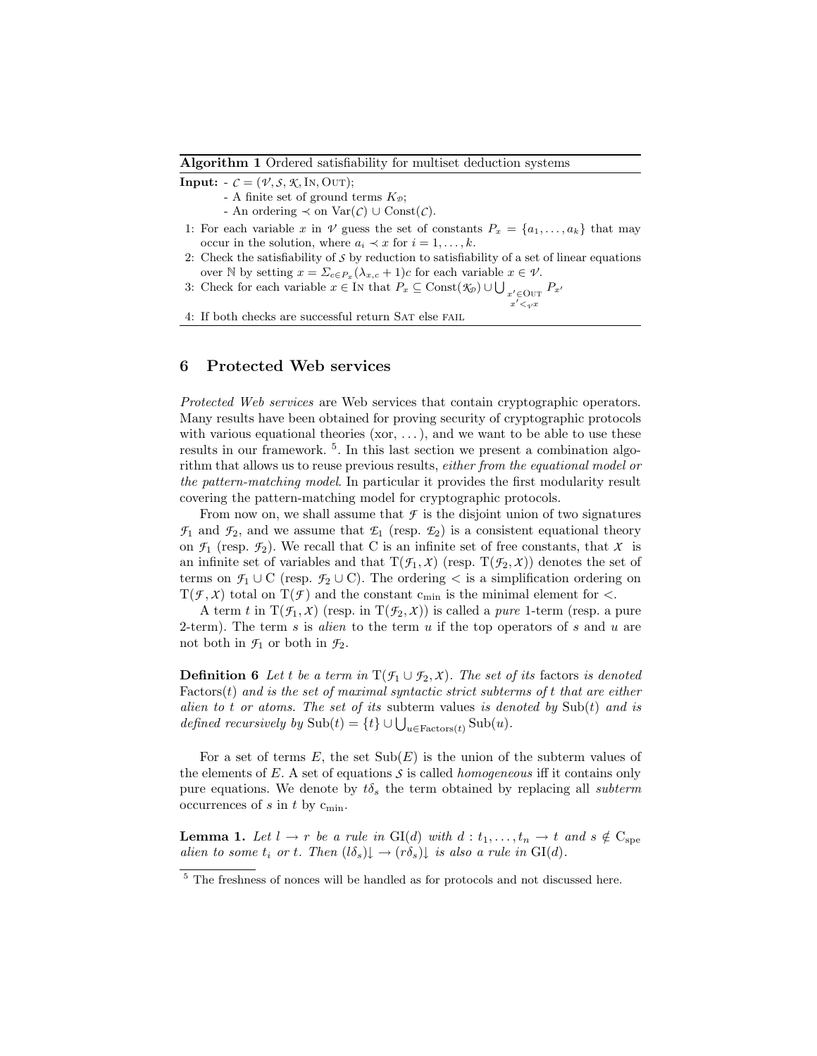**Algorithm 1** Ordered satisfiability for multiset deduction systems

**Input:** - $\mathcal{C} = (\mathcal{V}, \mathcal{S}, \mathcal{K}, \text{In}, \text{Out})$;
- A finite set of ground terms $K_{\mathcal{D}}$;
- An ordering $\prec$ on $\text{Var}(\mathcal{C}) \cup \text{Const}(\mathcal{C})$.

1: For each variable $x$ in $\mathcal{V}$ guess the set of constants $P_x = \{a_1, \ldots, a_k\}$ that may occur in the solution, where $a_i \prec x$ for $i = 1, \ldots, k$.
2: Check the satisfiability of $\mathcal{S}$ by reduction to satisfiability of a set of linear equations over $\mathbb{N}$ by setting $x = \Sigma_{c \in P_x} (\lambda_{x,c} + 1) c$ for each variable $x \in \mathcal{V}$.
3: Check for each variable $x \in \text{In}$ that $P_x \subseteq \text{Const}(\mathcal{K}_{\mathcal{D}}) \cup \bigcup_{\substack{x' \in \text{Out} \\ x' <_{\mathcal{V}} x}} P_{x'}$
4: If both checks are successful return Sat else fail

## 6 Protected Web services

*Protected Web services* are Web services that contain cryptographic operators. Many results have been obtained for proving security of cryptographic protocols with various equational theories (xor, ...), and we want to be able to use these results in our framework. [5]. In this last section we present a combination algorithm that allows us to reuse previous results, *either from the equational model or the pattern-matching model*. In particular it provides the first modularity result covering the pattern-matching model for cryptographic protocols.

From now on, we shall assume that $\mathcal{F}$ is the disjoint union of two signatures $\mathcal{F}_1$ and $\mathcal{F}_2$, and we assume that $\mathcal{E}_1$ (resp. $\mathcal{E}_2$) is a consistent equational theory on $\mathcal{F}_1$ (resp. $\mathcal{F}_2$). We recall that C is an infinite set of free constants, that $\mathcal{X}$ is an infinite set of variables and that $\text{T}(\mathcal{F}_1, \mathcal{X})$ (resp. $\text{T}(\mathcal{F}_2, \mathcal{X})$) denotes the set of terms on $\mathcal{F}_1 \cup \text{C}$ (resp. $\mathcal{F}_2 \cup \text{C}$). The ordering $<$ is a simplification ordering on $\text{T}(\mathcal{F}, \mathcal{X})$ total on $\text{T}(\mathcal{F})$ and the constant $c_{\min}$ is the minimal element for $<$.

A term $t$ in $\text{T}(\mathcal{F}_1, \mathcal{X})$ (resp. in $\text{T}(\mathcal{F}_2, \mathcal{X})$) is called a *pure* 1-term (resp. a pure 2-term). The term $s$ is *alien* to the term $u$ if the top operators of $s$ and $u$ are not both in $\mathcal{F}_1$ or both in $\mathcal{F}_2$.

**Definition 6** *Let $t$ be a term in $\text{T}(\mathcal{F}_1 \cup \mathcal{F}_2, \mathcal{X})$. The set of its* factors *is denoted* $\text{Factors}(t)$ *and is the set of maximal syntactic strict subterms of $t$ that are either alien to $t$ or atoms. The set of its* subterm values *is denoted by* $\text{Sub}(t)$ *and is defined recursively by* $\text{Sub}(t) = \{t\} \cup \bigcup_{u \in \text{Factors}(t)} \text{Sub}(u)$.

For a set of terms $E$, the set $\text{Sub}(E)$ is the union of the subterm values of the elements of $E$. A set of equations $\mathcal{S}$ is called *homogeneous* iff it contains only pure equations. We denote by $t\delta_s$ the term obtained by replacing all *subterm* occurrences of $s$ in $t$ by $c_{\min}$.

**Lemma 1.** *Let $l \to r$ be a rule in $\text{GI}(d)$ with $d : t_1, \ldots, t_n \to t$ and $s \notin \text{C}_{\text{spe}}$ alien to some $t_i$ or $t$. Then $(l\delta_s)\!\downarrow \to (r\delta_s)\!\downarrow$ is also a rule in $\text{GI}(d)$.*

---

[5] The freshness of nonces will be handled as for protocols and not discussed here.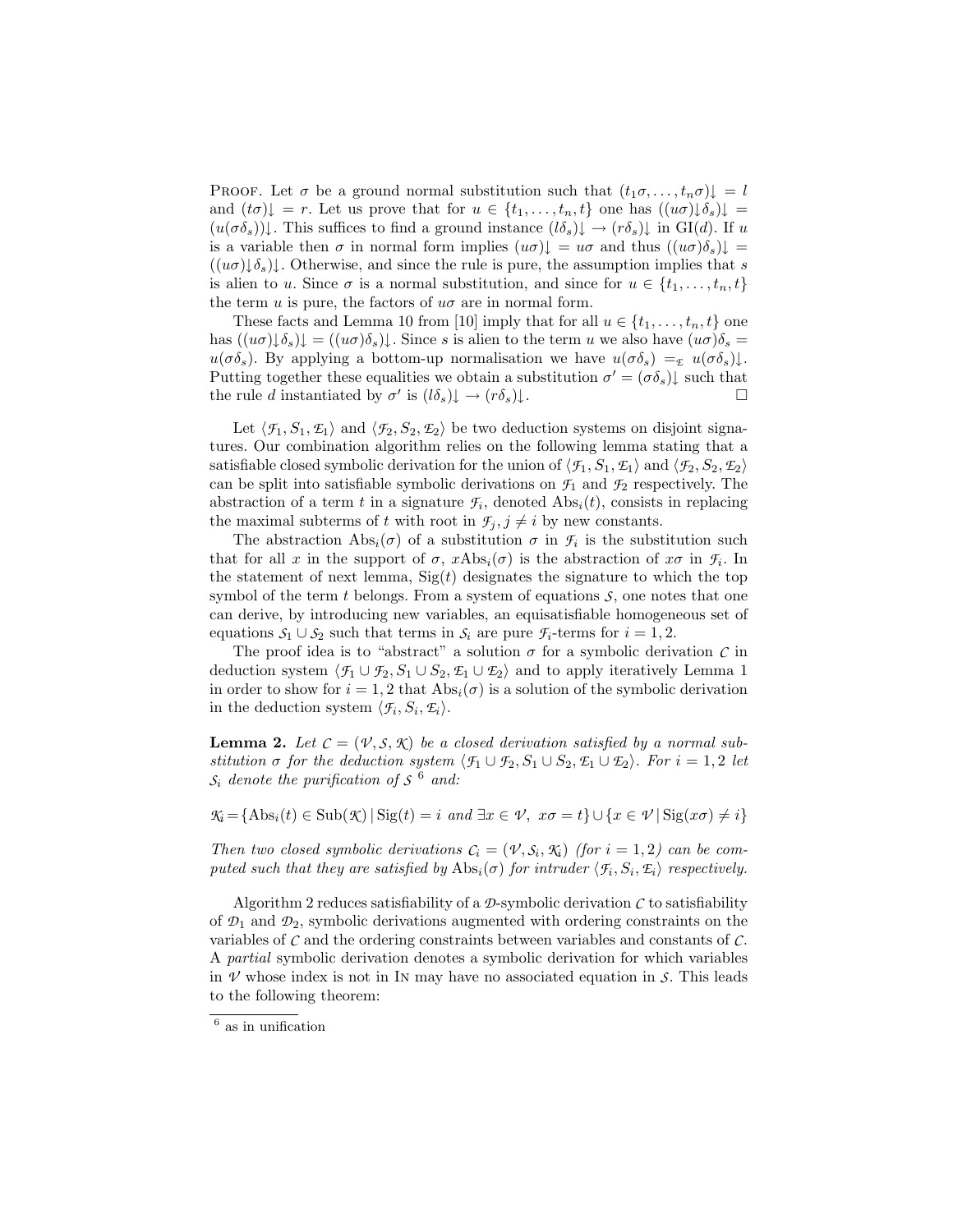Proof. Let $\sigma$ be a ground normal substitution such that $(t_1\sigma,\ldots,t_n\sigma)\!\downarrow = l$ and $(t\sigma)\!\downarrow = r$. Let us prove that for $u \in \{t_1,\ldots,t_n,t\}$ one has $((u\sigma)\!\downarrow\delta_s)\!\downarrow = (u(\sigma\delta_s))\!\downarrow$. This suffices to find a ground instance $(l\delta_s)\!\downarrow \to (r\delta_s)\!\downarrow$ in $\mathrm{GI}(d)$. If $u$ is a variable then $\sigma$ in normal form implies $(u\sigma)\!\downarrow = u\sigma$ and thus $((u\sigma)\delta_s)\!\downarrow = ((u\sigma)\!\downarrow\delta_s)\!\downarrow$. Otherwise, and since the rule is pure, the assumption implies that $s$ is alien to $u$. Since $\sigma$ is a normal substitution, and since for $u \in \{t_1,\ldots,t_n,t\}$ the term $u$ is pure, the factors of $u\sigma$ are in normal form.

These facts and Lemma 10 from [10] imply that for all $u \in \{t_1,\ldots,t_n,t\}$ one has $((u\sigma)\!\downarrow\delta_s)\!\downarrow = ((u\sigma)\delta_s)\!\downarrow$. Since $s$ is alien to the term $u$ we also have $(u\sigma)\delta_s = u(\sigma\delta_s)$. By applying a bottom-up normalisation we have $u(\sigma\delta_s) =_{\mathcal{E}} u(\sigma\delta_s)\!\downarrow$. Putting together these equalities we obtain a substitution $\sigma' = (\sigma\delta_s)\!\downarrow$ such that the rule $d$ instantiated by $\sigma'$ is $(l\delta_s)\!\downarrow \to (r\delta_s)\!\downarrow$. $\square$

Let $\langle \mathcal{F}_1, S_1, \mathcal{E}_1\rangle$ and $\langle \mathcal{F}_2, S_2, \mathcal{E}_2\rangle$ be two deduction systems on disjoint signatures. Our combination algorithm relies on the following lemma stating that a satisfiable closed symbolic derivation for the union of $\langle \mathcal{F}_1, S_1, \mathcal{E}_1\rangle$ and $\langle \mathcal{F}_2, S_2, \mathcal{E}_2\rangle$ can be split into satisfiable symbolic derivations on $\mathcal{F}_1$ and $\mathcal{F}_2$ respectively. The abstraction of a term $t$ in a signature $\mathcal{F}_i$, denoted $\mathrm{Abs}_i(t)$, consists in replacing the maximal subterms of $t$ with root in $\mathcal{F}_j, j \neq i$ by new constants.

The abstraction $\mathrm{Abs}_i(\sigma)$ of a substitution $\sigma$ in $\mathcal{F}_i$ is the substitution such that for all $x$ in the support of $\sigma$, $x\mathrm{Abs}_i(\sigma)$ is the abstraction of $x\sigma$ in $\mathcal{F}_i$. In the statement of next lemma, $\mathrm{Sig}(t)$ designates the signature to which the top symbol of the term $t$ belongs. From a system of equations $\mathcal{S}$, one notes that one can derive, by introducing new variables, an equisatisfiable homogeneous set of equations $\mathcal{S}_1 \cup \mathcal{S}_2$ such that terms in $\mathcal{S}_i$ are pure $\mathcal{F}_i$-terms for $i = 1, 2$.

The proof idea is to "abstract" a solution $\sigma$ for a symbolic derivation $\mathcal{C}$ in deduction system $\langle \mathcal{F}_1 \cup \mathcal{F}_2, S_1 \cup S_2, \mathcal{E}_1 \cup \mathcal{E}_2\rangle$ and to apply iteratively Lemma 1 in order to show for $i = 1, 2$ that $\mathrm{Abs}_i(\sigma)$ is a solution of the symbolic derivation in the deduction system $\langle \mathcal{F}_i, S_i, \mathcal{E}_i\rangle$.

**Lemma 2.** *Let $\mathcal{C} = (\mathcal{V}, \mathcal{S}, \mathcal{K})$ be a closed derivation satisfied by a normal substitution $\sigma$ for the deduction system $\langle \mathcal{F}_1 \cup \mathcal{F}_2, S_1 \cup S_2, \mathcal{E}_1 \cup \mathcal{E}_2\rangle$. For $i = 1, 2$ let $\mathcal{S}_i$ denote the purification of $\mathcal{S}$* [6] *and:*

$$\mathcal{K}_i = \{\mathrm{Abs}_i(t) \in \mathrm{Sub}(\mathcal{K}) \mid \mathrm{Sig}(t) = i \text{ and } \exists x \in \mathcal{V},\ x\sigma = t\} \cup \{x \in \mathcal{V} \mid \mathrm{Sig}(x\sigma) \neq i\}$$

*Then two closed symbolic derivations $\mathcal{C}_i = (\mathcal{V}, \mathcal{S}_i, \mathcal{K}_i)$ (for $i = 1, 2$) can be computed such that they are satisfied by $\mathrm{Abs}_i(\sigma)$ for intruder $\langle \mathcal{F}_i, S_i, \mathcal{E}_i\rangle$ respectively.*

Algorithm 2 reduces satisfiability of a $\mathcal{D}$-symbolic derivation $\mathcal{C}$ to satisfiability of $\mathcal{D}_1$ and $\mathcal{D}_2$, symbolic derivations augmented with ordering constraints on the variables of $\mathcal{C}$ and the ordering constraints between variables and constants of $\mathcal{C}$. A *partial* symbolic derivation denotes a symbolic derivation for which variables in $\mathcal{V}$ whose index is not in In may have no associated equation in $\mathcal{S}$. This leads to the following theorem:

[6] as in unification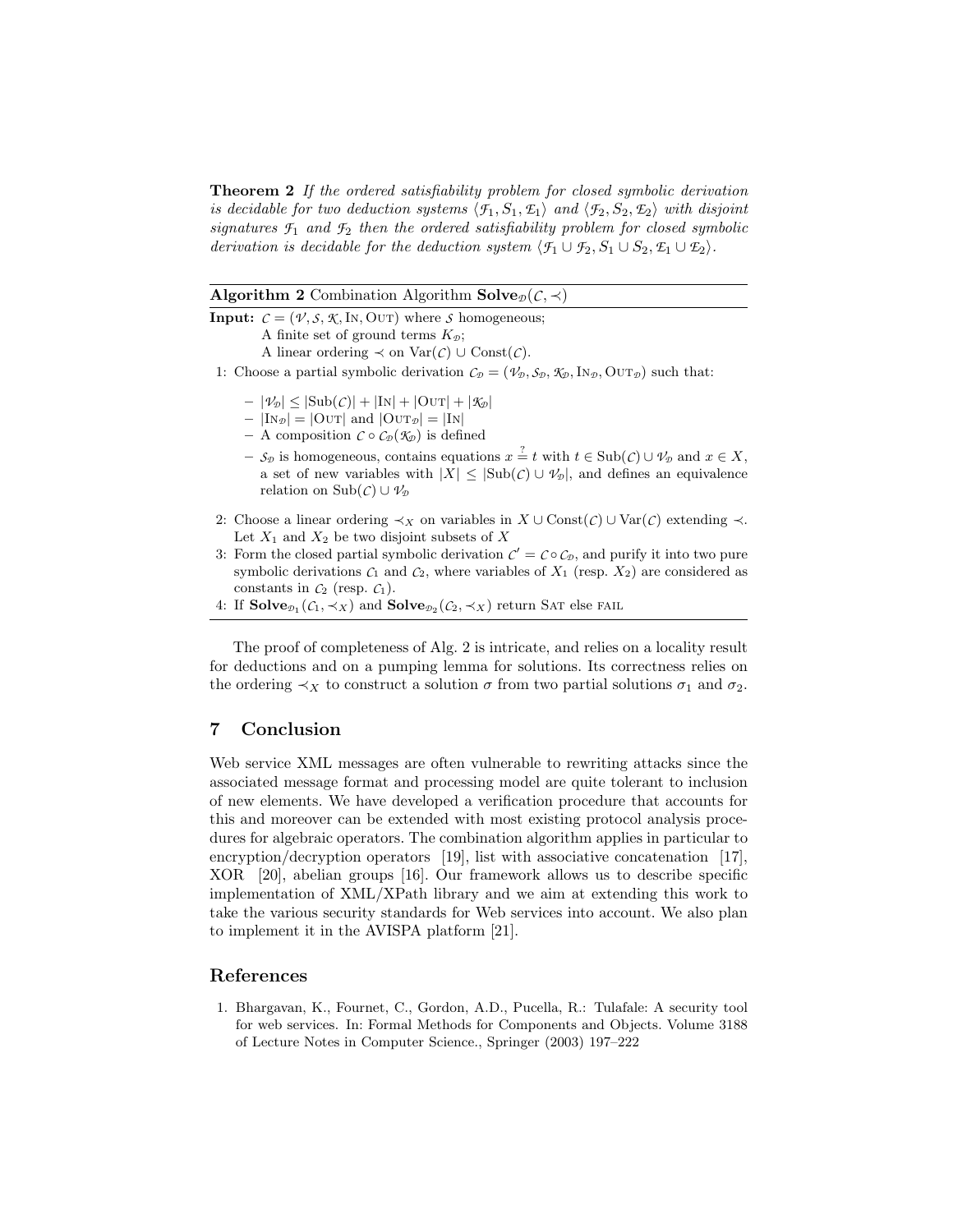**Theorem 2** *If the ordered satisfiability problem for closed symbolic derivation is decidable for two deduction systems $\langle \mathcal{F}_1, S_1, \mathcal{E}_1\rangle$ and $\langle \mathcal{F}_2, S_2, \mathcal{E}_2\rangle$ with disjoint signatures $\mathcal{F}_1$ and $\mathcal{F}_2$ then the ordered satisfiability problem for closed symbolic derivation is decidable for the deduction system $\langle \mathcal{F}_1 \cup \mathcal{F}_2, S_1 \cup S_2, \mathcal{E}_1 \cup \mathcal{E}_2\rangle$.*

---

**Algorithm 2** Combination Algorithm $\mathbf{Solve}_{\mathcal{D}}(\mathcal{C}, \prec)$

---

**Input:** $\mathcal{C} = (\mathcal{V}, \mathcal{S}, \mathcal{K}, \text{In}, \text{Out})$ where $\mathcal{S}$ homogeneous;
A finite set of ground terms $K_{\mathcal{D}}$;
A linear ordering $\prec$ on $\text{Var}(\mathcal{C}) \cup \text{Const}(\mathcal{C})$.

1: Choose a partial symbolic derivation $\mathcal{C}_{\mathcal{D}} = (\mathcal{V}_{\mathcal{D}}, \mathcal{S}_{\mathcal{D}}, \mathcal{K}_{\mathcal{D}}, \text{In}_{\mathcal{D}}, \text{Out}_{\mathcal{D}})$ such that:
- $|\mathcal{V}_{\mathcal{D}}| \leq |\text{Sub}(\mathcal{C})| + |\text{In}| + |\text{Out}| + |\mathcal{K}_{\mathcal{D}}|$
- $|\text{In}_{\mathcal{D}}| = |\text{Out}|$ and $|\text{Out}_{\mathcal{D}}| = |\text{In}|$
- A composition $\mathcal{C} \circ \mathcal{C}_{\mathcal{D}}(\mathcal{K}_{\mathcal{D}})$ is defined
- $\mathcal{S}_{\mathcal{D}}$ is homogeneous, contains equations $x \stackrel{?}{=} t$ with $t \in \text{Sub}(\mathcal{C}) \cup \mathcal{V}_{\mathcal{D}}$ and $x \in X$, a set of new variables with $|X| \leq |\text{Sub}(\mathcal{C}) \cup \mathcal{V}_{\mathcal{D}}|$, and defines an equivalence relation on $\text{Sub}(\mathcal{C}) \cup \mathcal{V}_{\mathcal{D}}$

2: Choose a linear ordering $\prec_X$ on variables in $X \cup \text{Const}(\mathcal{C}) \cup \text{Var}(\mathcal{C})$ extending $\prec$. Let $X_1$ and $X_2$ be two disjoint subsets of $X$

3: Form the closed partial symbolic derivation $\mathcal{C}' = \mathcal{C} \circ \mathcal{C}_{\mathcal{D}}$, and purify it into two pure symbolic derivations $\mathcal{C}_1$ and $\mathcal{C}_2$, where variables of $X_1$ (resp. $X_2$) are considered as constants in $\mathcal{C}_2$ (resp. $\mathcal{C}_1$).

4: If $\mathbf{Solve}_{\mathcal{D}_1}(\mathcal{C}_1, \prec_X)$ and $\mathbf{Solve}_{\mathcal{D}_2}(\mathcal{C}_2, \prec_X)$ return Sat else fail

---

The proof of completeness of Alg. 2 is intricate, and relies on a locality result for deductions and on a pumping lemma for solutions. Its correctness relies on the ordering $\prec_X$ to construct a solution $\sigma$ from two partial solutions $\sigma_1$ and $\sigma_2$.

## 7 Conclusion

Web service XML messages are often vulnerable to rewriting attacks since the associated message format and processing model are quite tolerant to inclusion of new elements. We have developed a verification procedure that accounts for this and moreover can be extended with most existing protocol analysis procedures for algebraic operators. The combination algorithm applies in particular to encryption/decryption operators [19], list with associative concatenation [17], XOR [20], abelian groups [16]. Our framework allows us to describe specific implementation of XML/XPath library and we aim at extending this work to take the various security standards for Web services into account. We also plan to implement it in the AVISPA platform [21].

## References

1. Bhargavan, K., Fournet, C., Gordon, A.D., Pucella, R.: Tulafale: A security tool for web services. In: Formal Methods for Components and Objects. Volume 3188 of Lecture Notes in Computer Science., Springer (2003) 197–222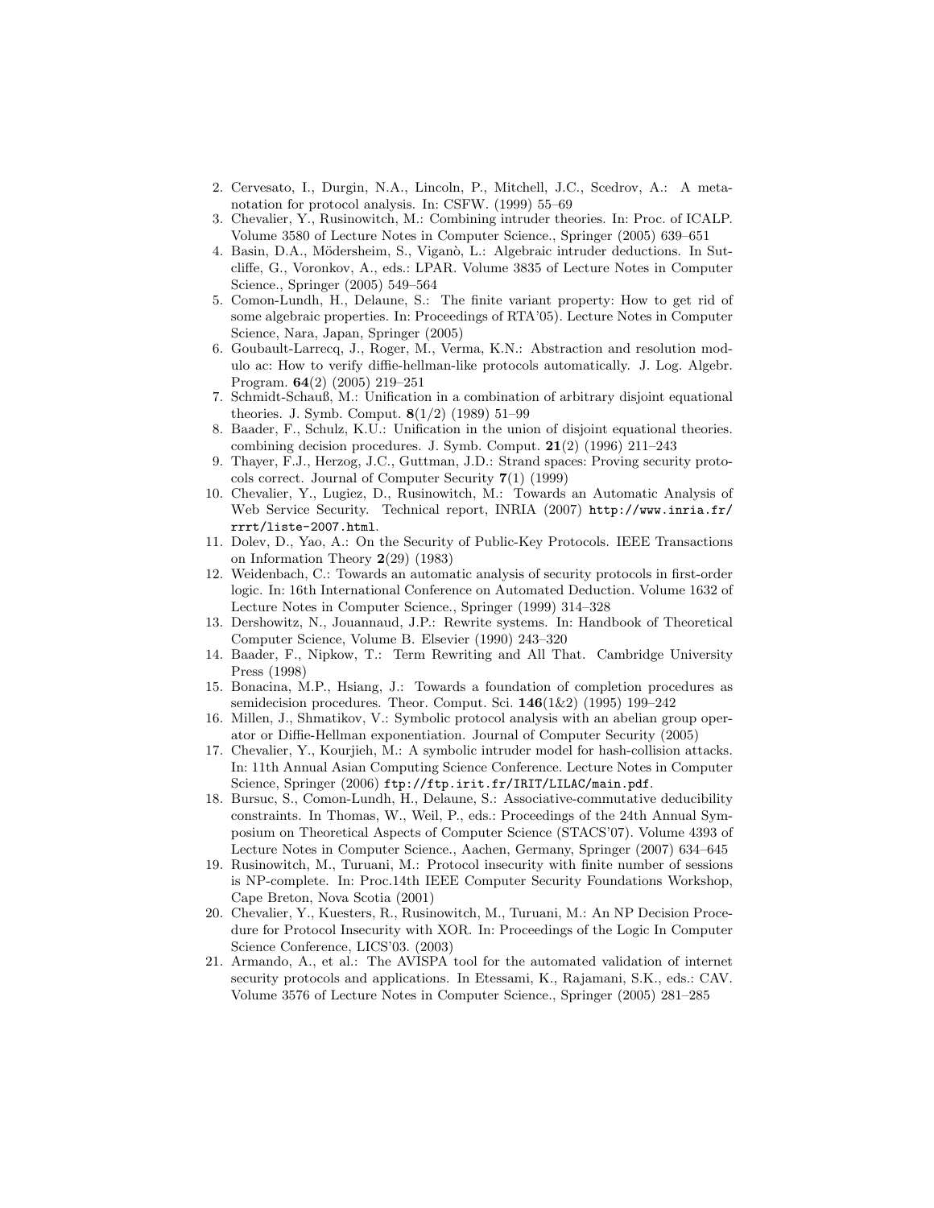2. Cervesato, I., Durgin, N.A., Lincoln, P., Mitchell, J.C., Scedrov, A.: A meta-notation for protocol analysis. In: CSFW. (1999) 55–69
3. Chevalier, Y., Rusinowitch, M.: Combining intruder theories. In: Proc. of ICALP. Volume 3580 of Lecture Notes in Computer Science., Springer (2005) 639–651
4. Basin, D.A., Mödersheim, S., Viganò, L.: Algebraic intruder deductions. In Sutcliffe, G., Voronkov, A., eds.: LPAR. Volume 3835 of Lecture Notes in Computer Science., Springer (2005) 549–564
5. Comon-Lundh, H., Delaune, S.: The finite variant property: How to get rid of some algebraic properties. In: Proceedings of RTA'05). Lecture Notes in Computer Science, Nara, Japan, Springer (2005)
6. Goubault-Larrecq, J., Roger, M., Verma, K.N.: Abstraction and resolution modulo ac: How to verify diffie-hellman-like protocols automatically. J. Log. Algebr. Program. **64**(2) (2005) 219–251
7. Schmidt-Schauß, M.: Unification in a combination of arbitrary disjoint equational theories. J. Symb. Comput. **8**(1/2) (1989) 51–99
8. Baader, F., Schulz, K.U.: Unification in the union of disjoint equational theories. combining decision procedures. J. Symb. Comput. **21**(2) (1996) 211–243
9. Thayer, F.J., Herzog, J.C., Guttman, J.D.: Strand spaces: Proving security protocols correct. Journal of Computer Security **7**(1) (1999)
10. Chevalier, Y., Lugiez, D., Rusinowitch, M.: Towards an Automatic Analysis of Web Service Security. Technical report, INRIA (2007) `http://www.inria.fr/rrrt/liste-2007.html`.
11. Dolev, D., Yao, A.: On the Security of Public-Key Protocols. IEEE Transactions on Information Theory **2**(29) (1983)
12. Weidenbach, C.: Towards an automatic analysis of security protocols in first-order logic. In: 16th International Conference on Automated Deduction. Volume 1632 of Lecture Notes in Computer Science., Springer (1999) 314–328
13. Dershowitz, N., Jouannaud, J.P.: Rewrite systems. In: Handbook of Theoretical Computer Science, Volume B. Elsevier (1990) 243–320
14. Baader, F., Nipkow, T.: Term Rewriting and All That. Cambridge University Press (1998)
15. Bonacina, M.P., Hsiang, J.: Towards a foundation of completion procedures as semidecision procedures. Theor. Comput. Sci. **146**(1&2) (1995) 199–242
16. Millen, J., Shmatikov, V.: Symbolic protocol analysis with an abelian group operator or Diffie-Hellman exponentiation. Journal of Computer Security (2005)
17. Chevalier, Y., Kourjieh, M.: A symbolic intruder model for hash-collision attacks. In: 11th Annual Asian Computing Science Conference. Lecture Notes in Computer Science, Springer (2006) `ftp://ftp.irit.fr/IRIT/LILAC/main.pdf`.
18. Bursuc, S., Comon-Lundh, H., Delaune, S.: Associative-commutative deducibility constraints. In Thomas, W., Weil, P., eds.: Proceedings of the 24th Annual Symposium on Theoretical Aspects of Computer Science (STACS'07). Volume 4393 of Lecture Notes in Computer Science., Aachen, Germany, Springer (2007) 634–645
19. Rusinowitch, M., Turuani, M.: Protocol insecurity with finite number of sessions is NP-complete. In: Proc.14th IEEE Computer Security Foundations Workshop, Cape Breton, Nova Scotia (2001)
20. Chevalier, Y., Kuesters, R., Rusinowitch, M., Turuani, M.: An NP Decision Procedure for Protocol Insecurity with XOR. In: Proceedings of the Logic In Computer Science Conference, LICS'03. (2003)
21. Armando, A., et al.: The AVISPA tool for the automated validation of internet security protocols and applications. In Etessami, K., Rajamani, S.K., eds.: CAV. Volume 3576 of Lecture Notes in Computer Science., Springer (2005) 281–285